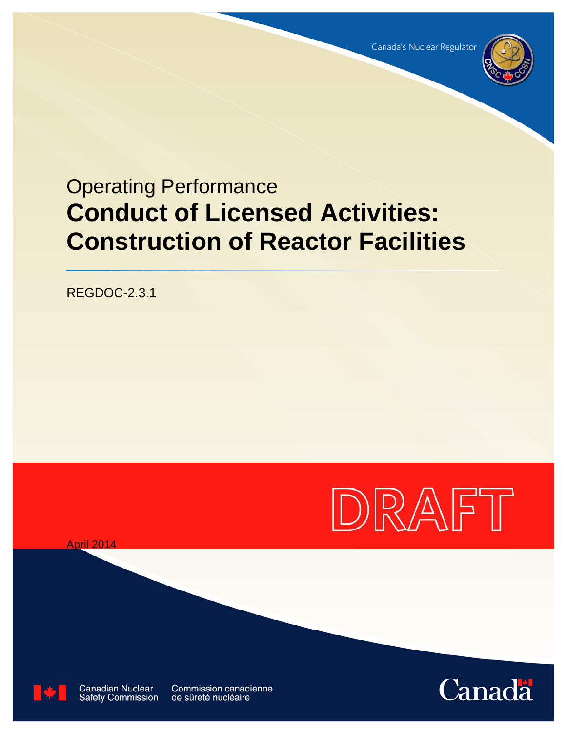Canada's Nuclear Regulator

Operating Performance

# Conduct of Licensed Activities: Construction of Reactor Facilities

REGDOC-2.3.1

DRAFT

April 2014

Canadian Nuclear Safety Commission

Commission canadienne de sûreté nucléaire

Canada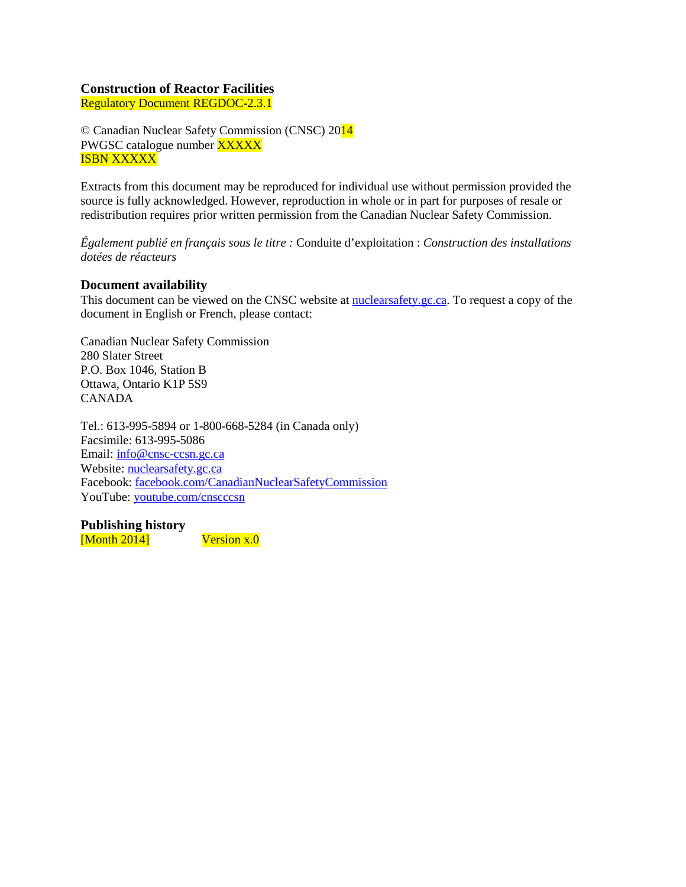**Construction of Reactor Facilities**
Regulatory Document REGDOC-2.3.1

© Canadian Nuclear Safety Commission (CNSC) 2014
PWGSC catalogue number XXXXX
ISBN XXXXX

Extracts from this document may be reproduced for individual use without permission provided the source is fully acknowledged. However, reproduction in whole or in part for purposes of resale or redistribution requires prior written permission from the Canadian Nuclear Safety Commission.

*Également publié en français sous le titre :* Conduite d'exploitation : *Construction des installations dotées de réacteurs*

### Document availability

This document can be viewed on the CNSC website at nuclearsafety.gc.ca. To request a copy of the document in English or French, please contact:

Canadian Nuclear Safety Commission
280 Slater Street
P.O. Box 1046, Station B
Ottawa, Ontario K1P 5S9
CANADA

Tel.: 613-995-5894 or 1-800-668-5284 (in Canada only)
Facsimile: 613-995-5086
Email: info@cnsc-ccsn.gc.ca
Website: nuclearsafety.gc.ca
Facebook: facebook.com/CanadianNuclearSafetyCommission
YouTube: youtube.com/cnscccsn

### Publishing history

[Month 2014] Version x.0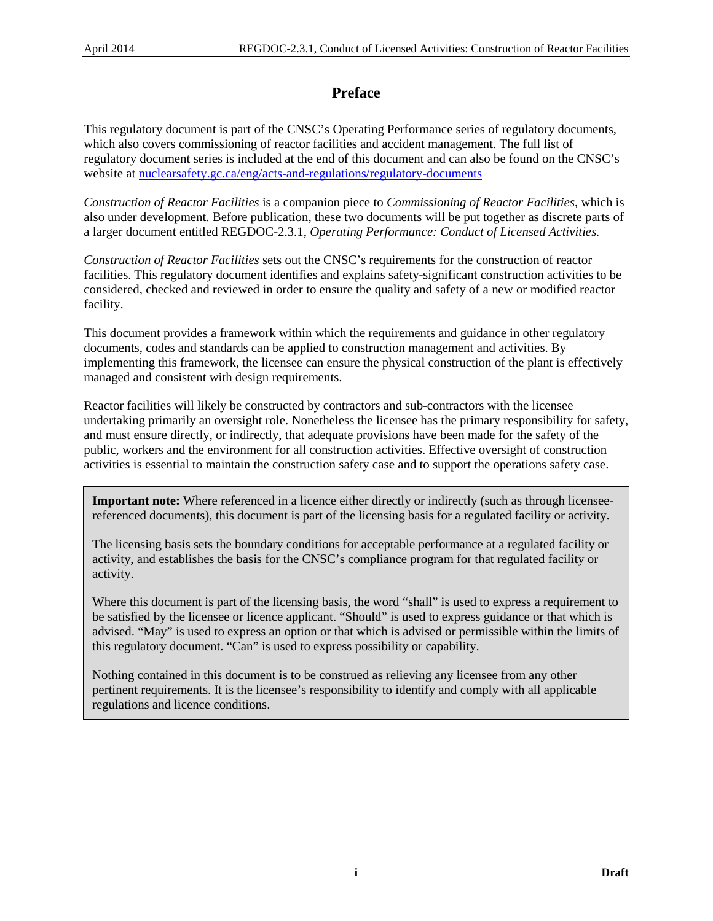# Preface

This regulatory document is part of the CNSC's Operating Performance series of regulatory documents, which also covers commissioning of reactor facilities and accident management. The full list of regulatory document series is included at the end of this document and can also be found on the CNSC's website at [nuclearsafety.gc.ca/eng/acts-and-regulations/regulatory-documents](nuclearsafety.gc.ca/eng/acts-and-regulations/regulatory-documents)

*Construction of Reactor Facilities* is a companion piece to *Commissioning of Reactor Facilities*, which is also under development. Before publication, these two documents will be put together as discrete parts of a larger document entitled REGDOC-2.3.1, *Operating Performance: Conduct of Licensed Activities.*

*Construction of Reactor Facilities* sets out the CNSC's requirements for the construction of reactor facilities. This regulatory document identifies and explains safety-significant construction activities to be considered, checked and reviewed in order to ensure the quality and safety of a new or modified reactor facility.

This document provides a framework within which the requirements and guidance in other regulatory documents, codes and standards can be applied to construction management and activities. By implementing this framework, the licensee can ensure the physical construction of the plant is effectively managed and consistent with design requirements.

Reactor facilities will likely be constructed by contractors and sub-contractors with the licensee undertaking primarily an oversight role. Nonetheless the licensee has the primary responsibility for safety, and must ensure directly, or indirectly, that adequate provisions have been made for the safety of the public, workers and the environment for all construction activities. Effective oversight of construction activities is essential to maintain the construction safety case and to support the operations safety case.

> **Important note:** Where referenced in a licence either directly or indirectly (such as through licensee-referenced documents), this document is part of the licensing basis for a regulated facility or activity.
>
> The licensing basis sets the boundary conditions for acceptable performance at a regulated facility or activity, and establishes the basis for the CNSC's compliance program for that regulated facility or activity.
>
> Where this document is part of the licensing basis, the word "shall" is used to express a requirement to be satisfied by the licensee or licence applicant. "Should" is used to express guidance or that which is advised. "May" is used to express an option or that which is advised or permissible within the limits of this regulatory document. "Can" is used to express possibility or capability.
>
> Nothing contained in this document is to be construed as relieving any licensee from any other pertinent requirements. It is the licensee's responsibility to identify and comply with all applicable regulations and licence conditions.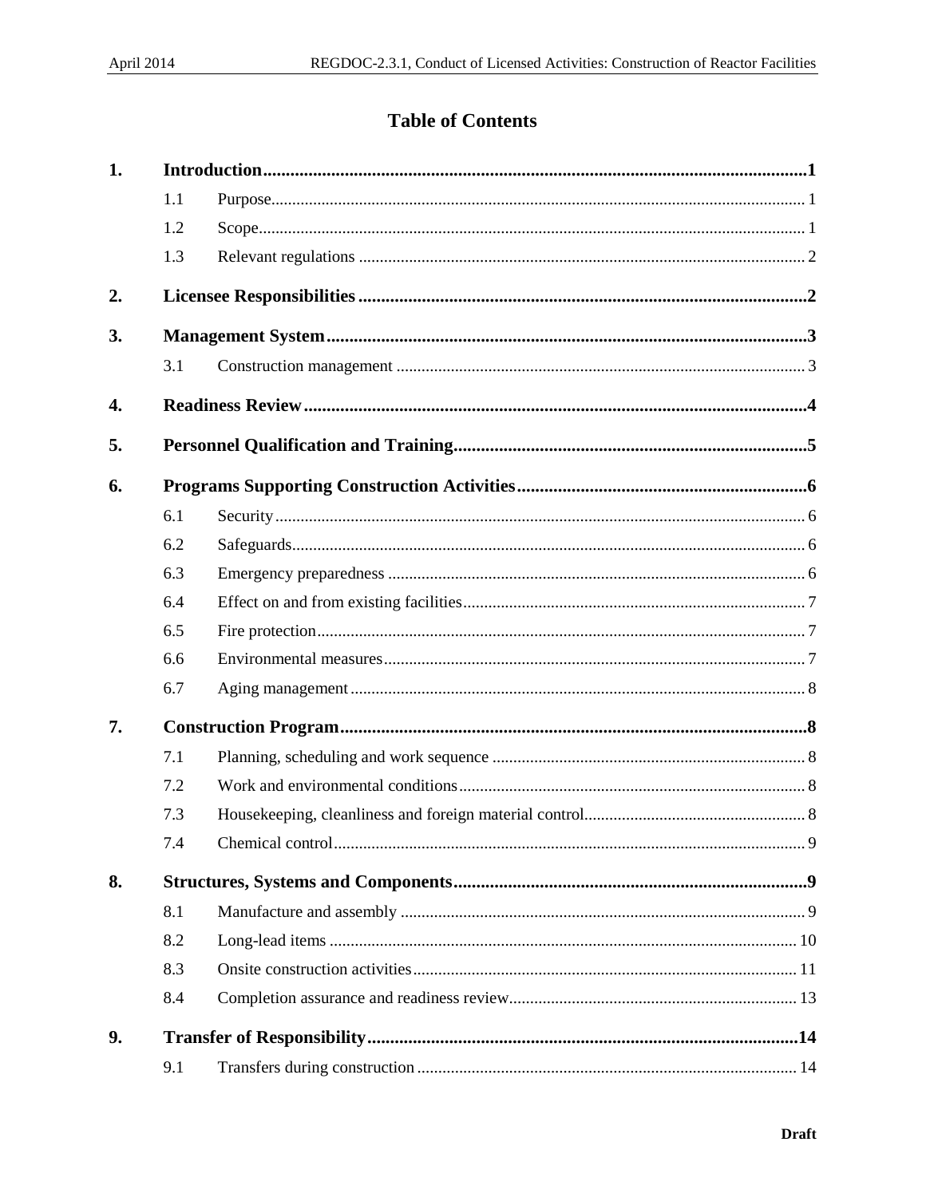# Table of Contents

| | | |
|---|---|---|
| **1. Introduction** | | **1** |
| 1.1 | Purpose | 1 |
| 1.2 | Scope | 1 |
| 1.3 | Relevant regulations | 2 |
| **2. Licensee Responsibilities** | | **2** |
| **3. Management System** | | **3** |
| 3.1 | Construction management | 3 |
| **4. Readiness Review** | | **4** |
| **5. Personnel Qualification and Training** | | **5** |
| **6. Programs Supporting Construction Activities** | | **6** |
| 6.1 | Security | 6 |
| 6.2 | Safeguards | 6 |
| 6.3 | Emergency preparedness | 6 |
| 6.4 | Effect on and from existing facilities | 7 |
| 6.5 | Fire protection | 7 |
| 6.6 | Environmental measures | 7 |
| 6.7 | Aging management | 8 |
| **7. Construction Program** | | **8** |
| 7.1 | Planning, scheduling and work sequence | 8 |
| 7.2 | Work and environmental conditions | 8 |
| 7.3 | Housekeeping, cleanliness and foreign material control | 8 |
| 7.4 | Chemical control | 9 |
| **8. Structures, Systems and Components** | | **9** |
| 8.1 | Manufacture and assembly | 9 |
| 8.2 | Long-lead items | 10 |
| 8.3 | Onsite construction activities | 11 |
| 8.4 | Completion assurance and readiness review | 13 |
| **9. Transfer of Responsibility** | | **14** |
| 9.1 | Transfers during construction | 14 |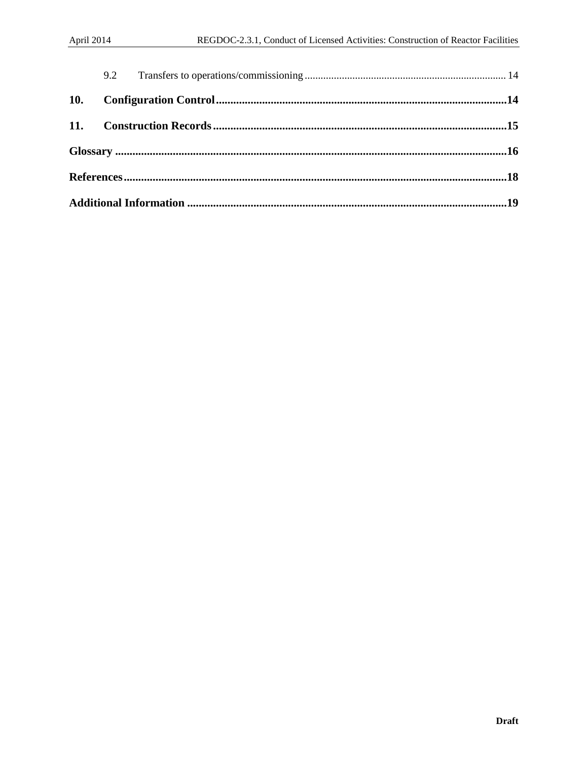9.2 Transfers to operations/commissioning ........................................................................... 14

**10. Configuration Control** .....................................................................................................14

**11. Construction Records** ......................................................................................................15

**Glossary** ......................................................................................................................................16

**References** ...................................................................................................................................18

**Additional Information** ...............................................................................................................19

**Draft**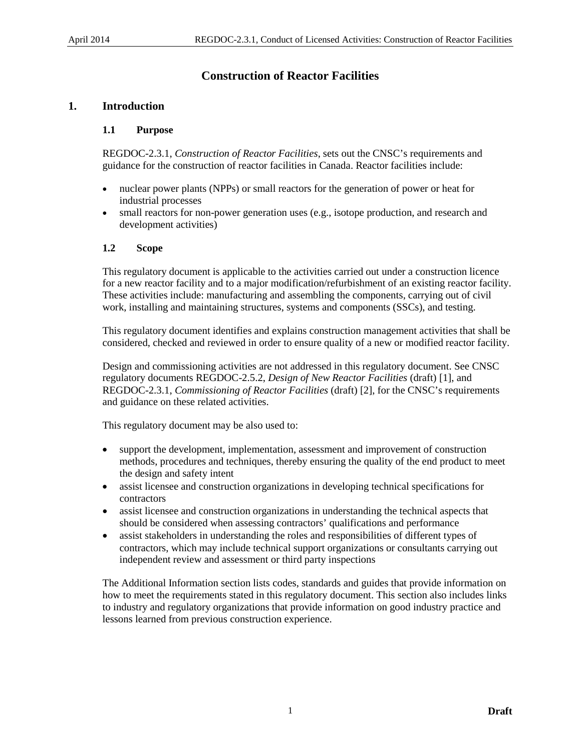# Construction of Reactor Facilities

## 1. Introduction

### 1.1 Purpose

REGDOC-2.3.1, *Construction of Reactor Facilities*, sets out the CNSC's requirements and guidance for the construction of reactor facilities in Canada. Reactor facilities include:

- nuclear power plants (NPPs) or small reactors for the generation of power or heat for industrial processes
- small reactors for non-power generation uses (e.g., isotope production, and research and development activities)

### 1.2 Scope

This regulatory document is applicable to the activities carried out under a construction licence for a new reactor facility and to a major modification/refurbishment of an existing reactor facility. These activities include: manufacturing and assembling the components, carrying out of civil work, installing and maintaining structures, systems and components (SSCs), and testing.

This regulatory document identifies and explains construction management activities that shall be considered, checked and reviewed in order to ensure quality of a new or modified reactor facility.

Design and commissioning activities are not addressed in this regulatory document. See CNSC regulatory documents REGDOC-2.5.2, *Design of New Reactor Facilities* (draft) [1], and REGDOC-2.3.1, *Commissioning of Reactor Facilities* (draft) [2], for the CNSC's requirements and guidance on these related activities.

This regulatory document may be also used to:

- support the development, implementation, assessment and improvement of construction methods, procedures and techniques, thereby ensuring the quality of the end product to meet the design and safety intent
- assist licensee and construction organizations in developing technical specifications for contractors
- assist licensee and construction organizations in understanding the technical aspects that should be considered when assessing contractors' qualifications and performance
- assist stakeholders in understanding the roles and responsibilities of different types of contractors, which may include technical support organizations or consultants carrying out independent review and assessment or third party inspections

The Additional Information section lists codes, standards and guides that provide information on how to meet the requirements stated in this regulatory document. This section also includes links to industry and regulatory organizations that provide information on good industry practice and lessons learned from previous construction experience.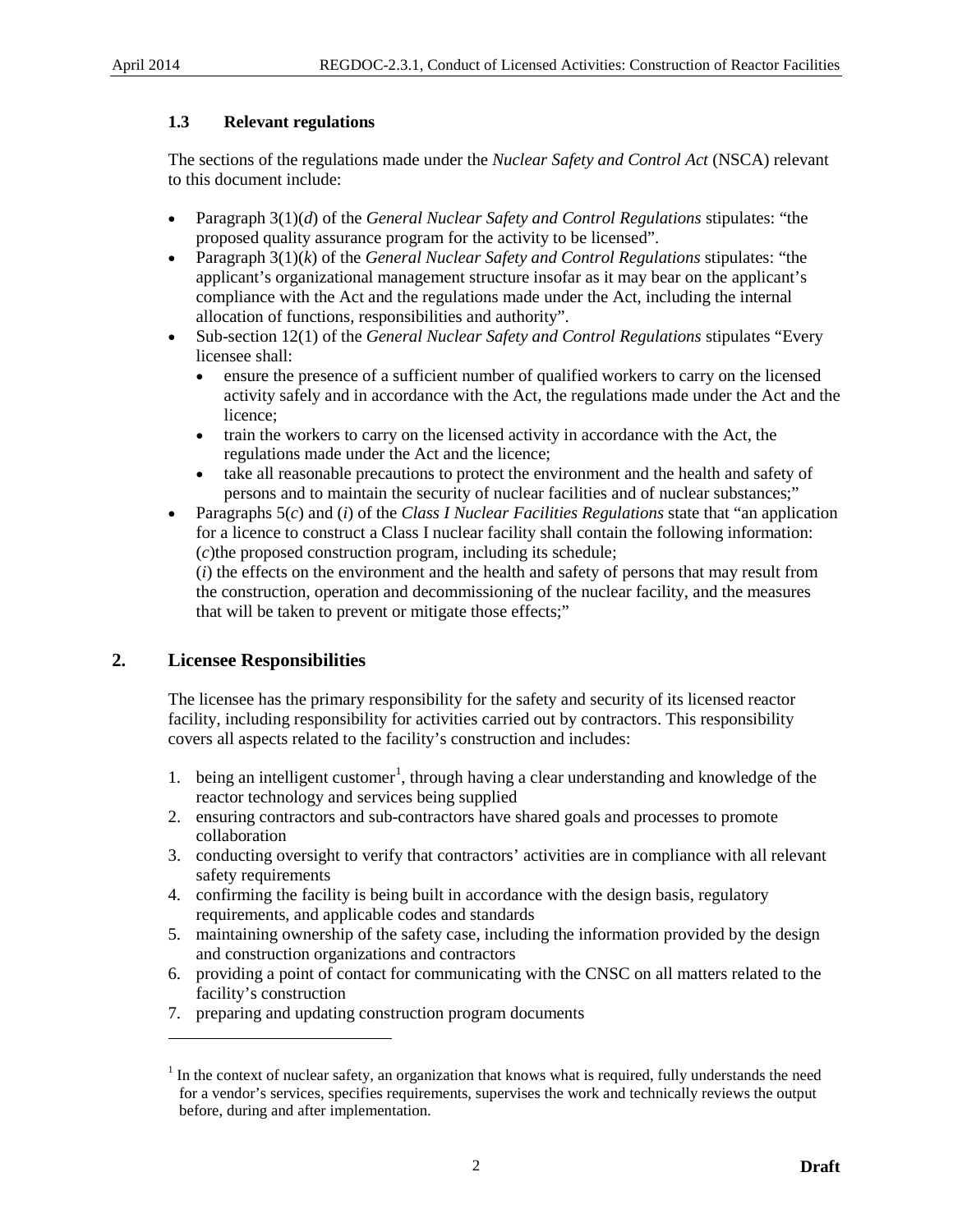### 1.3 Relevant regulations

The sections of the regulations made under the *Nuclear Safety and Control Act* (NSCA) relevant to this document include:

- Paragraph 3(1)(*d*) of the *General Nuclear Safety and Control Regulations* stipulates: "the proposed quality assurance program for the activity to be licensed".
- Paragraph 3(1)(*k*) of the *General Nuclear Safety and Control Regulations* stipulates: "the applicant's organizational management structure insofar as it may bear on the applicant's compliance with the Act and the regulations made under the Act, including the internal allocation of functions, responsibilities and authority".
- Sub-section 12(1) of the *General Nuclear Safety and Control Regulations* stipulates "Every licensee shall:
  - ensure the presence of a sufficient number of qualified workers to carry on the licensed activity safely and in accordance with the Act, the regulations made under the Act and the licence;
  - train the workers to carry on the licensed activity in accordance with the Act, the regulations made under the Act and the licence;
  - take all reasonable precautions to protect the environment and the health and safety of persons and to maintain the security of nuclear facilities and of nuclear substances;"
- Paragraphs 5(*c*) and (*i*) of the *Class I Nuclear Facilities Regulations* state that "an application for a licence to construct a Class I nuclear facility shall contain the following information: (*c*)the proposed construction program, including its schedule;
  (*i*) the effects on the environment and the health and safety of persons that may result from the construction, operation and decommissioning of the nuclear facility, and the measures that will be taken to prevent or mitigate those effects;"

## 2. Licensee Responsibilities

The licensee has the primary responsibility for the safety and security of its licensed reactor facility, including responsibility for activities carried out by contractors. This responsibility covers all aspects related to the facility's construction and includes:

1. being an intelligent customer[1], through having a clear understanding and knowledge of the reactor technology and services being supplied
2. ensuring contractors and sub-contractors have shared goals and processes to promote collaboration
3. conducting oversight to verify that contractors' activities are in compliance with all relevant safety requirements
4. confirming the facility is being built in accordance with the design basis, regulatory requirements, and applicable codes and standards
5. maintaining ownership of the safety case, including the information provided by the design and construction organizations and contractors
6. providing a point of contact for communicating with the CNSC on all matters related to the facility's construction
7. preparing and updating construction program documents

[1] In the context of nuclear safety, an organization that knows what is required, fully understands the need for a vendor's services, specifies requirements, supervises the work and technically reviews the output before, during and after implementation.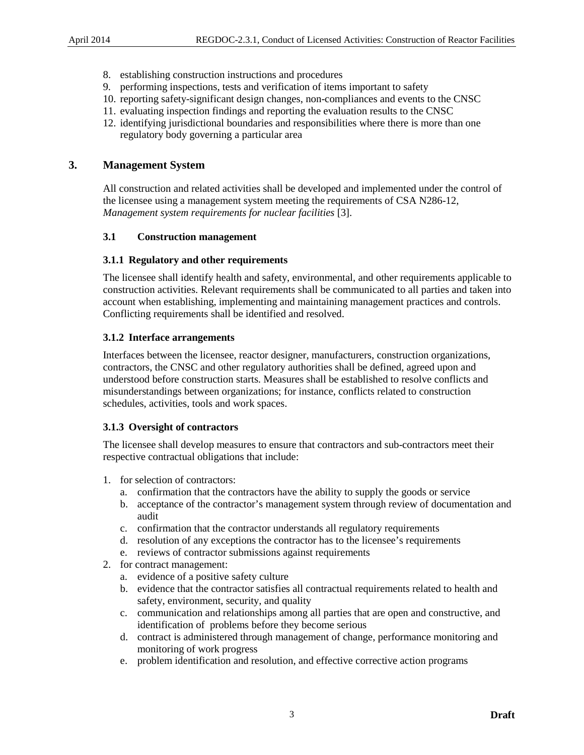8. establishing construction instructions and procedures
9. performing inspections, tests and verification of items important to safety
10. reporting safety-significant design changes, non-compliances and events to the CNSC
11. evaluating inspection findings and reporting the evaluation results to the CNSC
12. identifying jurisdictional boundaries and responsibilities where there is more than one regulatory body governing a particular area

# 3. Management System

All construction and related activities shall be developed and implemented under the control of the licensee using a management system meeting the requirements of CSA N286-12, *Management system requirements for nuclear facilities* [3].

## 3.1 Construction management

### 3.1.1 Regulatory and other requirements

The licensee shall identify health and safety, environmental, and other requirements applicable to construction activities. Relevant requirements shall be communicated to all parties and taken into account when establishing, implementing and maintaining management practices and controls. Conflicting requirements shall be identified and resolved.

### 3.1.2 Interface arrangements

Interfaces between the licensee, reactor designer, manufacturers, construction organizations, contractors, the CNSC and other regulatory authorities shall be defined, agreed upon and understood before construction starts. Measures shall be established to resolve conflicts and misunderstandings between organizations; for instance, conflicts related to construction schedules, activities, tools and work spaces.

### 3.1.3 Oversight of contractors

The licensee shall develop measures to ensure that contractors and sub-contractors meet their respective contractual obligations that include:

1. for selection of contractors:
   a. confirmation that the contractors have the ability to supply the goods or service
   b. acceptance of the contractor's management system through review of documentation and audit
   c. confirmation that the contractor understands all regulatory requirements
   d. resolution of any exceptions the contractor has to the licensee's requirements
   e. reviews of contractor submissions against requirements
2. for contract management:
   a. evidence of a positive safety culture
   b. evidence that the contractor satisfies all contractual requirements related to health and safety, environment, security, and quality
   c. communication and relationships among all parties that are open and constructive, and identification of problems before they become serious
   d. contract is administered through management of change, performance monitoring and monitoring of work progress
   e. problem identification and resolution, and effective corrective action programs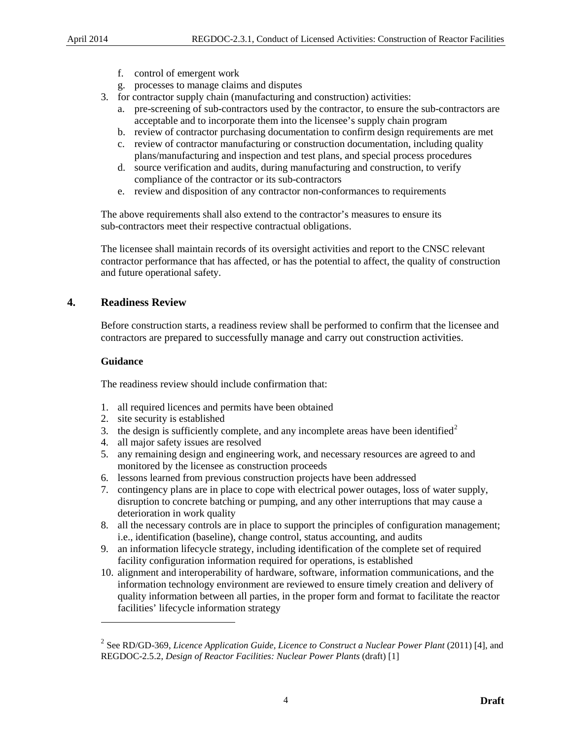f. control of emergent work
   g. processes to manage claims and disputes
3. for contractor supply chain (manufacturing and construction) activities:
   a. pre-screening of sub-contractors used by the contractor, to ensure the sub-contractors are acceptable and to incorporate them into the licensee's supply chain program
   b. review of contractor purchasing documentation to confirm design requirements are met
   c. review of contractor manufacturing or construction documentation, including quality plans/manufacturing and inspection and test plans, and special process procedures
   d. source verification and audits, during manufacturing and construction, to verify compliance of the contractor or its sub-contractors
   e. review and disposition of any contractor non-conformances to requirements

The above requirements shall also extend to the contractor's measures to ensure its sub-contractors meet their respective contractual obligations.

The licensee shall maintain records of its oversight activities and report to the CNSC relevant contractor performance that has affected, or has the potential to affect, the quality of construction and future operational safety.

## 4. Readiness Review

Before construction starts, a readiness review shall be performed to confirm that the licensee and contractors are prepared to successfully manage and carry out construction activities.

**Guidance**

The readiness review should include confirmation that:

1. all required licences and permits have been obtained
2. site security is established
3. the design is sufficiently complete, and any incomplete areas have been identified[2]
4. all major safety issues are resolved
5. any remaining design and engineering work, and necessary resources are agreed to and monitored by the licensee as construction proceeds
6. lessons learned from previous construction projects have been addressed
7. contingency plans are in place to cope with electrical power outages, loss of water supply, disruption to concrete batching or pumping, and any other interruptions that may cause a deterioration in work quality
8. all the necessary controls are in place to support the principles of configuration management; i.e., identification (baseline), change control, status accounting, and audits
9. an information lifecycle strategy, including identification of the complete set of required facility configuration information required for operations, is established
10. alignment and interoperability of hardware, software, information communications, and the information technology environment are reviewed to ensure timely creation and delivery of quality information between all parties, in the proper form and format to facilitate the reactor facilities' lifecycle information strategy

---

[2] See RD/GD-369, *Licence Application Guide, Licence to Construct a Nuclear Power Plant* (2011) [4], and REGDOC-2.5.2, *Design of Reactor Facilities: Nuclear Power Plants* (draft) [1]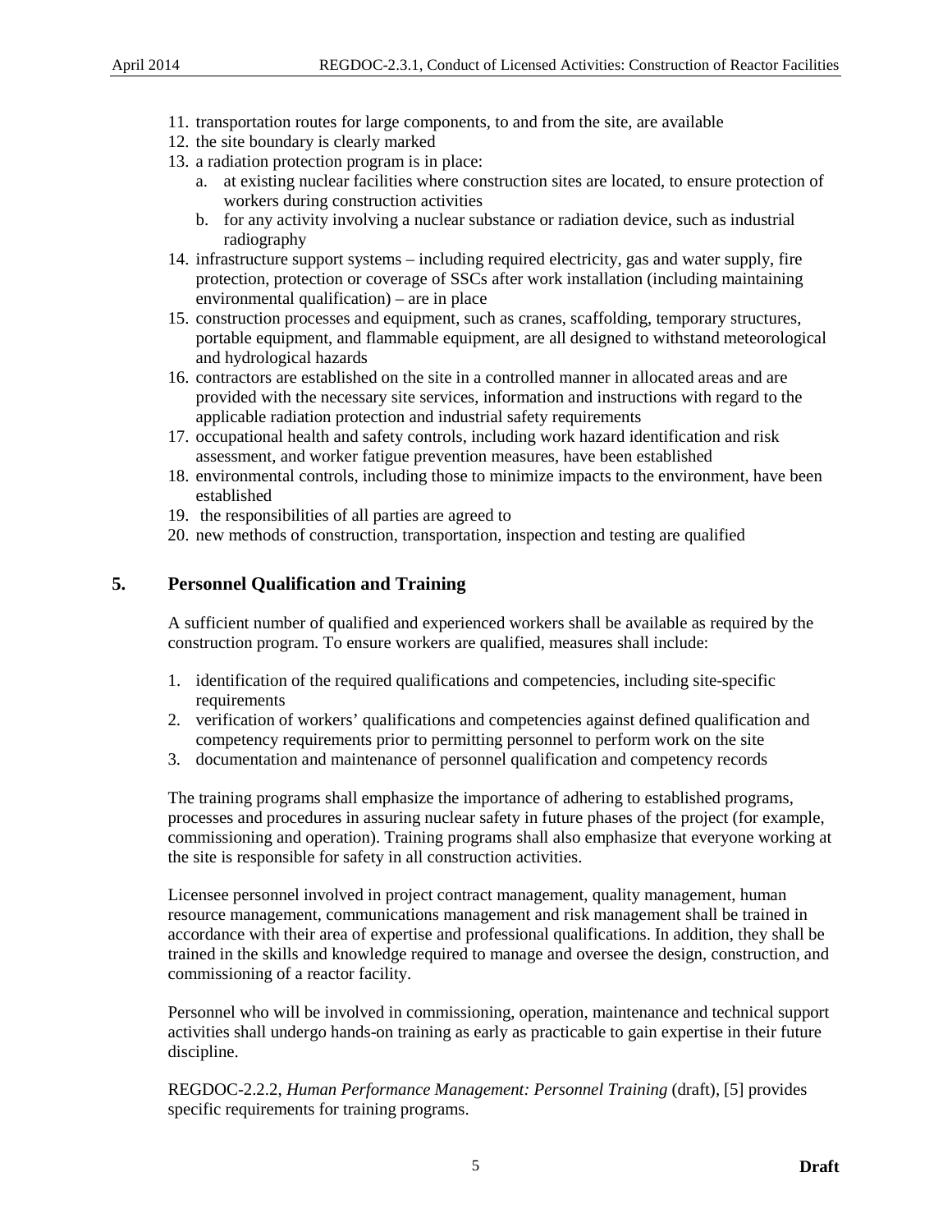11. transportation routes for large components, to and from the site, are available
12. the site boundary is clearly marked
13. a radiation protection program is in place:
    a. at existing nuclear facilities where construction sites are located, to ensure protection of workers during construction activities
    b. for any activity involving a nuclear substance or radiation device, such as industrial radiography
14. infrastructure support systems – including required electricity, gas and water supply, fire protection, protection or coverage of SSCs after work installation (including maintaining environmental qualification) – are in place
15. construction processes and equipment, such as cranes, scaffolding, temporary structures, portable equipment, and flammable equipment, are all designed to withstand meteorological and hydrological hazards
16. contractors are established on the site in a controlled manner in allocated areas and are provided with the necessary site services, information and instructions with regard to the applicable radiation protection and industrial safety requirements
17. occupational health and safety controls, including work hazard identification and risk assessment, and worker fatigue prevention measures, have been established
18. environmental controls, including those to minimize impacts to the environment, have been established
19. the responsibilities of all parties are agreed to
20. new methods of construction, transportation, inspection and testing are qualified

## 5. Personnel Qualification and Training

A sufficient number of qualified and experienced workers shall be available as required by the construction program. To ensure workers are qualified, measures shall include:

1. identification of the required qualifications and competencies, including site-specific requirements
2. verification of workers' qualifications and competencies against defined qualification and competency requirements prior to permitting personnel to perform work on the site
3. documentation and maintenance of personnel qualification and competency records

The training programs shall emphasize the importance of adhering to established programs, processes and procedures in assuring nuclear safety in future phases of the project (for example, commissioning and operation). Training programs shall also emphasize that everyone working at the site is responsible for safety in all construction activities.

Licensee personnel involved in project contract management, quality management, human resource management, communications management and risk management shall be trained in accordance with their area of expertise and professional qualifications. In addition, they shall be trained in the skills and knowledge required to manage and oversee the design, construction, and commissioning of a reactor facility.

Personnel who will be involved in commissioning, operation, maintenance and technical support activities shall undergo hands-on training as early as practicable to gain expertise in their future discipline.

REGDOC-2.2.2, *Human Performance Management: Personnel Training* (draft), [5] provides specific requirements for training programs.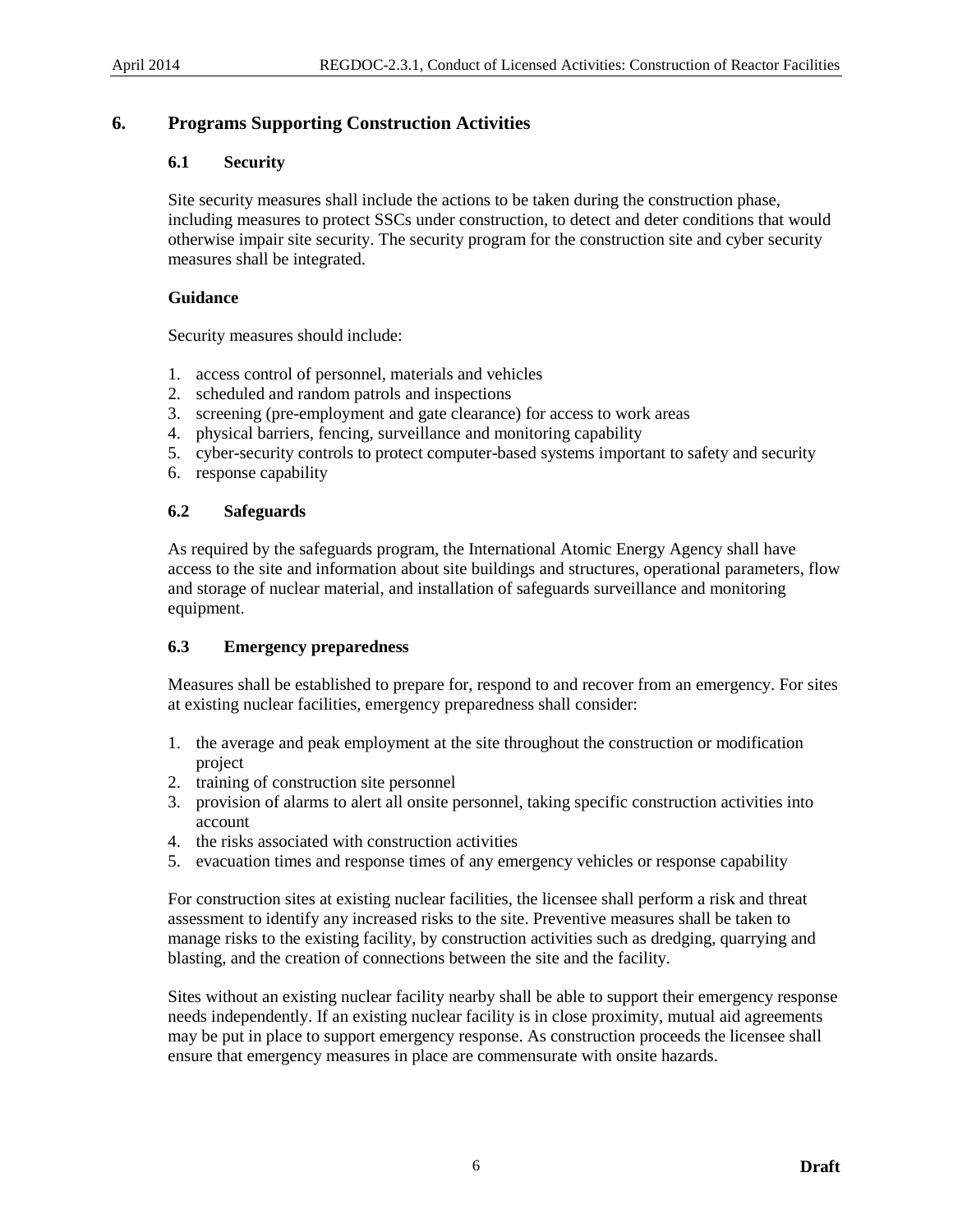# 6. Programs Supporting Construction Activities

## 6.1 Security

Site security measures shall include the actions to be taken during the construction phase, including measures to protect SSCs under construction, to detect and deter conditions that would otherwise impair site security. The security program for the construction site and cyber security measures shall be integrated.

**Guidance**

Security measures should include:

1. access control of personnel, materials and vehicles
2. scheduled and random patrols and inspections
3. screening (pre-employment and gate clearance) for access to work areas
4. physical barriers, fencing, surveillance and monitoring capability
5. cyber-security controls to protect computer-based systems important to safety and security
6. response capability

## 6.2 Safeguards

As required by the safeguards program, the International Atomic Energy Agency shall have access to the site and information about site buildings and structures, operational parameters, flow and storage of nuclear material, and installation of safeguards surveillance and monitoring equipment.

## 6.3 Emergency preparedness

Measures shall be established to prepare for, respond to and recover from an emergency. For sites at existing nuclear facilities, emergency preparedness shall consider:

1. the average and peak employment at the site throughout the construction or modification project
2. training of construction site personnel
3. provision of alarms to alert all onsite personnel, taking specific construction activities into account
4. the risks associated with construction activities
5. evacuation times and response times of any emergency vehicles or response capability

For construction sites at existing nuclear facilities, the licensee shall perform a risk and threat assessment to identify any increased risks to the site. Preventive measures shall be taken to manage risks to the existing facility, by construction activities such as dredging, quarrying and blasting, and the creation of connections between the site and the facility.

Sites without an existing nuclear facility nearby shall be able to support their emergency response needs independently. If an existing nuclear facility is in close proximity, mutual aid agreements may be put in place to support emergency response. As construction proceeds the licensee shall ensure that emergency measures in place are commensurate with onsite hazards.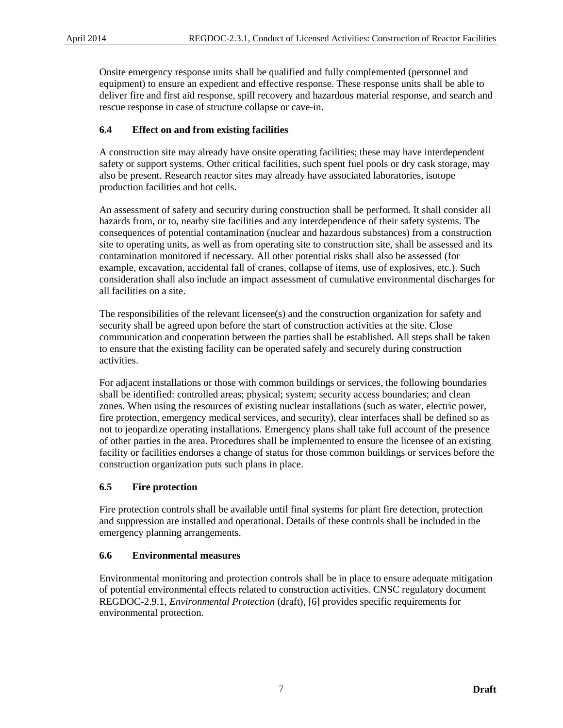Onsite emergency response units shall be qualified and fully complemented (personnel and equipment) to ensure an expedient and effective response. These response units shall be able to deliver fire and first aid response, spill recovery and hazardous material response, and search and rescue response in case of structure collapse or cave-in.

### 6.4 Effect on and from existing facilities

A construction site may already have onsite operating facilities; these may have interdependent safety or support systems. Other critical facilities, such spent fuel pools or dry cask storage, may also be present. Research reactor sites may already have associated laboratories, isotope production facilities and hot cells.

An assessment of safety and security during construction shall be performed. It shall consider all hazards from, or to, nearby site facilities and any interdependence of their safety systems. The consequences of potential contamination (nuclear and hazardous substances) from a construction site to operating units, as well as from operating site to construction site, shall be assessed and its contamination monitored if necessary. All other potential risks shall also be assessed (for example, excavation, accidental fall of cranes, collapse of items, use of explosives, etc.). Such consideration shall also include an impact assessment of cumulative environmental discharges for all facilities on a site.

The responsibilities of the relevant licensee(s) and the construction organization for safety and security shall be agreed upon before the start of construction activities at the site. Close communication and cooperation between the parties shall be established. All steps shall be taken to ensure that the existing facility can be operated safely and securely during construction activities.

For adjacent installations or those with common buildings or services, the following boundaries shall be identified: controlled areas; physical; system; security access boundaries; and clean zones. When using the resources of existing nuclear installations (such as water, electric power, fire protection, emergency medical services, and security), clear interfaces shall be defined so as not to jeopardize operating installations. Emergency plans shall take full account of the presence of other parties in the area. Procedures shall be implemented to ensure the licensee of an existing facility or facilities endorses a change of status for those common buildings or services before the construction organization puts such plans in place.

### 6.5 Fire protection

Fire protection controls shall be available until final systems for plant fire detection, protection and suppression are installed and operational. Details of these controls shall be included in the emergency planning arrangements.

### 6.6 Environmental measures

Environmental monitoring and protection controls shall be in place to ensure adequate mitigation of potential environmental effects related to construction activities. CNSC regulatory document REGDOC-2.9.1, *Environmental Protection* (draft), [6] provides specific requirements for environmental protection.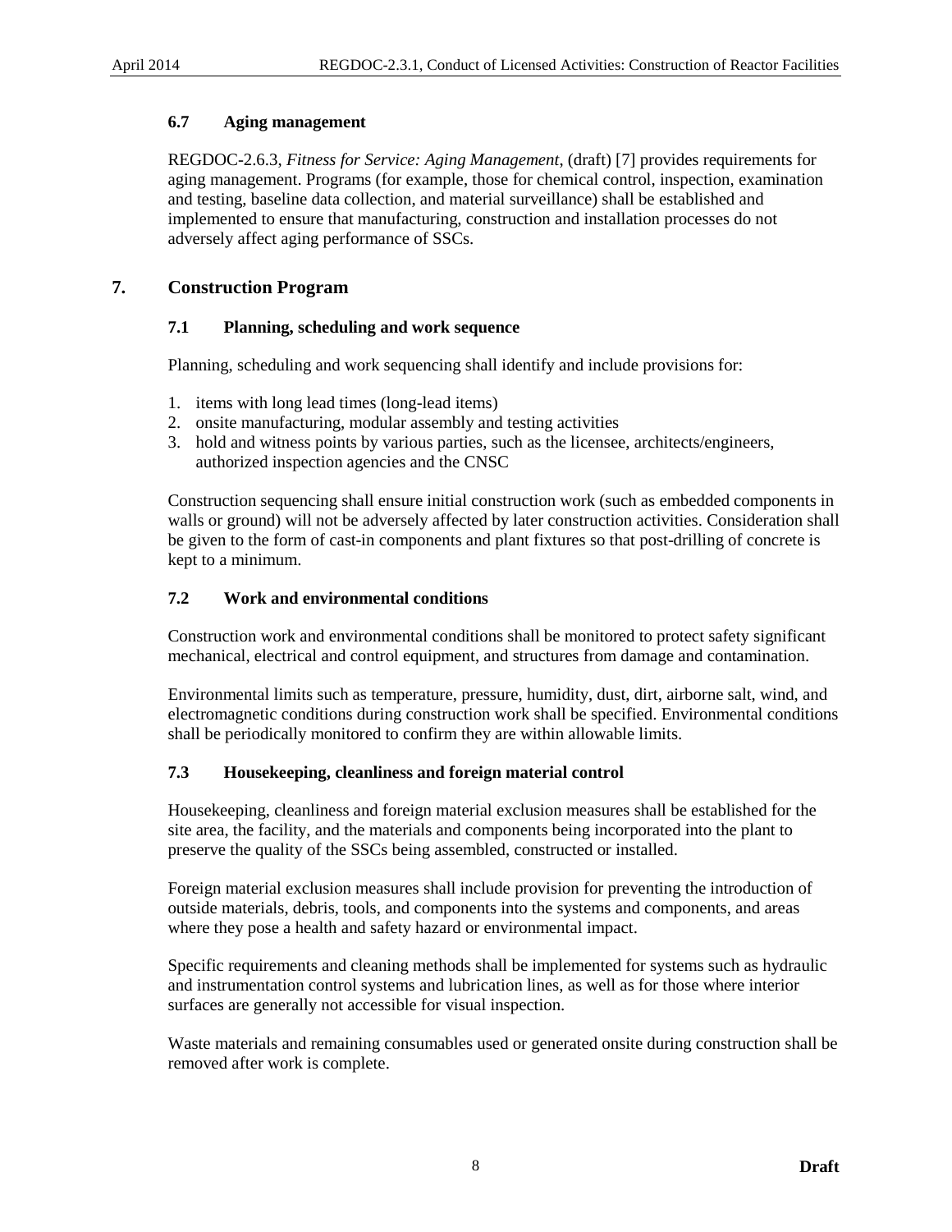### 6.7 Aging management

REGDOC-2.6.3, *Fitness for Service: Aging Management*, (draft) [7] provides requirements for aging management. Programs (for example, those for chemical control, inspection, examination and testing, baseline data collection, and material surveillance) shall be established and implemented to ensure that manufacturing, construction and installation processes do not adversely affect aging performance of SSCs.

## 7. Construction Program

### 7.1 Planning, scheduling and work sequence

Planning, scheduling and work sequencing shall identify and include provisions for:

1. items with long lead times (long-lead items)
2. onsite manufacturing, modular assembly and testing activities
3. hold and witness points by various parties, such as the licensee, architects/engineers, authorized inspection agencies and the CNSC

Construction sequencing shall ensure initial construction work (such as embedded components in walls or ground) will not be adversely affected by later construction activities. Consideration shall be given to the form of cast-in components and plant fixtures so that post-drilling of concrete is kept to a minimum.

### 7.2 Work and environmental conditions

Construction work and environmental conditions shall be monitored to protect safety significant mechanical, electrical and control equipment, and structures from damage and contamination.

Environmental limits such as temperature, pressure, humidity, dust, dirt, airborne salt, wind, and electromagnetic conditions during construction work shall be specified. Environmental conditions shall be periodically monitored to confirm they are within allowable limits.

### 7.3 Housekeeping, cleanliness and foreign material control

Housekeeping, cleanliness and foreign material exclusion measures shall be established for the site area, the facility, and the materials and components being incorporated into the plant to preserve the quality of the SSCs being assembled, constructed or installed.

Foreign material exclusion measures shall include provision for preventing the introduction of outside materials, debris, tools, and components into the systems and components, and areas where they pose a health and safety hazard or environmental impact.

Specific requirements and cleaning methods shall be implemented for systems such as hydraulic and instrumentation control systems and lubrication lines, as well as for those where interior surfaces are generally not accessible for visual inspection.

Waste materials and remaining consumables used or generated onsite during construction shall be removed after work is complete.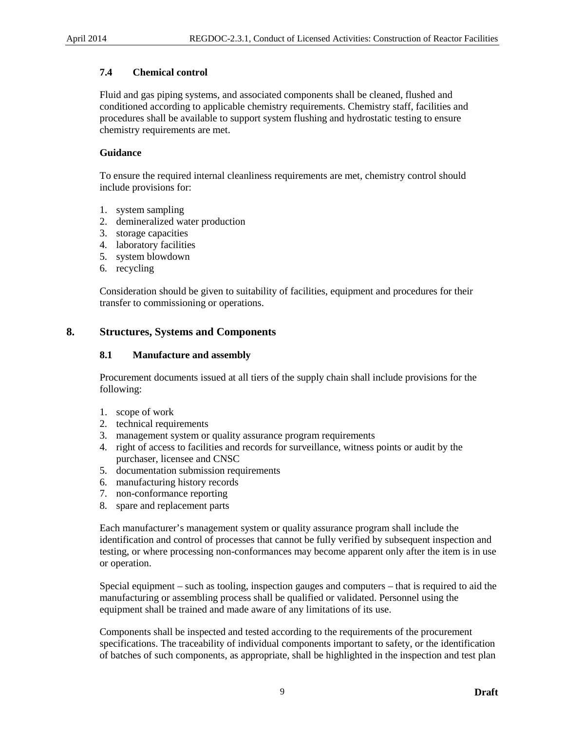### 7.4 Chemical control

Fluid and gas piping systems, and associated components shall be cleaned, flushed and conditioned according to applicable chemistry requirements. Chemistry staff, facilities and procedures shall be available to support system flushing and hydrostatic testing to ensure chemistry requirements are met.

**Guidance**

To ensure the required internal cleanliness requirements are met, chemistry control should include provisions for:

1. system sampling
2. demineralized water production
3. storage capacities
4. laboratory facilities
5. system blowdown
6. recycling

Consideration should be given to suitability of facilities, equipment and procedures for their transfer to commissioning or operations.

## 8. Structures, Systems and Components

### 8.1 Manufacture and assembly

Procurement documents issued at all tiers of the supply chain shall include provisions for the following:

1. scope of work
2. technical requirements
3. management system or quality assurance program requirements
4. right of access to facilities and records for surveillance, witness points or audit by the purchaser, licensee and CNSC
5. documentation submission requirements
6. manufacturing history records
7. non-conformance reporting
8. spare and replacement parts

Each manufacturer's management system or quality assurance program shall include the identification and control of processes that cannot be fully verified by subsequent inspection and testing, or where processing non-conformances may become apparent only after the item is in use or operation.

Special equipment – such as tooling, inspection gauges and computers – that is required to aid the manufacturing or assembling process shall be qualified or validated. Personnel using the equipment shall be trained and made aware of any limitations of its use.

Components shall be inspected and tested according to the requirements of the procurement specifications. The traceability of individual components important to safety, or the identification of batches of such components, as appropriate, shall be highlighted in the inspection and test plan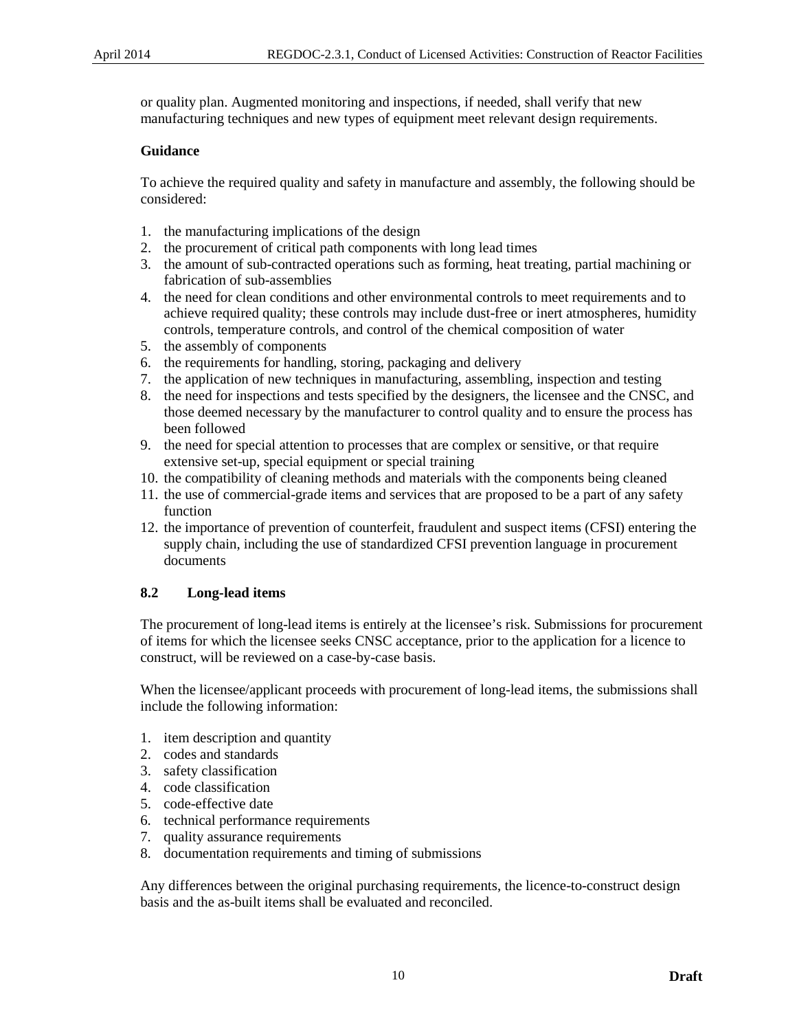or quality plan. Augmented monitoring and inspections, if needed, shall verify that new manufacturing techniques and new types of equipment meet relevant design requirements.

**Guidance**

To achieve the required quality and safety in manufacture and assembly, the following should be considered:

1. the manufacturing implications of the design
2. the procurement of critical path components with long lead times
3. the amount of sub-contracted operations such as forming, heat treating, partial machining or fabrication of sub-assemblies
4. the need for clean conditions and other environmental controls to meet requirements and to achieve required quality; these controls may include dust-free or inert atmospheres, humidity controls, temperature controls, and control of the chemical composition of water
5. the assembly of components
6. the requirements for handling, storing, packaging and delivery
7. the application of new techniques in manufacturing, assembling, inspection and testing
8. the need for inspections and tests specified by the designers, the licensee and the CNSC, and those deemed necessary by the manufacturer to control quality and to ensure the process has been followed
9. the need for special attention to processes that are complex or sensitive, or that require extensive set-up, special equipment or special training
10. the compatibility of cleaning methods and materials with the components being cleaned
11. the use of commercial-grade items and services that are proposed to be a part of any safety function
12. the importance of prevention of counterfeit, fraudulent and suspect items (CFSI) entering the supply chain, including the use of standardized CFSI prevention language in procurement documents

### 8.2 Long-lead items

The procurement of long-lead items is entirely at the licensee's risk. Submissions for procurement of items for which the licensee seeks CNSC acceptance, prior to the application for a licence to construct, will be reviewed on a case-by-case basis.

When the licensee/applicant proceeds with procurement of long-lead items, the submissions shall include the following information:

1. item description and quantity
2. codes and standards
3. safety classification
4. code classification
5. code-effective date
6. technical performance requirements
7. quality assurance requirements
8. documentation requirements and timing of submissions

Any differences between the original purchasing requirements, the licence-to-construct design basis and the as-built items shall be evaluated and reconciled.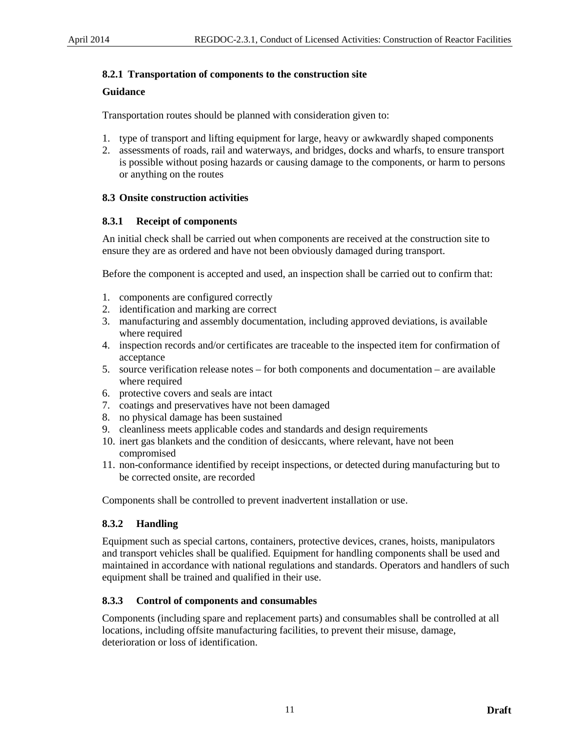#### 8.2.1 Transportation of components to the construction site

**Guidance**

Transportation routes should be planned with consideration given to:

1. type of transport and lifting equipment for large, heavy or awkwardly shaped components
2. assessments of roads, rail and waterways, and bridges, docks and wharfs, to ensure transport is possible without posing hazards or causing damage to the components, or harm to persons or anything on the routes

### 8.3 Onsite construction activities

#### 8.3.1 Receipt of components

An initial check shall be carried out when components are received at the construction site to ensure they are as ordered and have not been obviously damaged during transport.

Before the component is accepted and used, an inspection shall be carried out to confirm that:

1. components are configured correctly
2. identification and marking are correct
3. manufacturing and assembly documentation, including approved deviations, is available where required
4. inspection records and/or certificates are traceable to the inspected item for confirmation of acceptance
5. source verification release notes – for both components and documentation – are available where required
6. protective covers and seals are intact
7. coatings and preservatives have not been damaged
8. no physical damage has been sustained
9. cleanliness meets applicable codes and standards and design requirements
10. inert gas blankets and the condition of desiccants, where relevant, have not been compromised
11. non-conformance identified by receipt inspections, or detected during manufacturing but to be corrected onsite, are recorded

Components shall be controlled to prevent inadvertent installation or use.

#### 8.3.2 Handling

Equipment such as special cartons, containers, protective devices, cranes, hoists, manipulators and transport vehicles shall be qualified. Equipment for handling components shall be used and maintained in accordance with national regulations and standards. Operators and handlers of such equipment shall be trained and qualified in their use.

#### 8.3.3 Control of components and consumables

Components (including spare and replacement parts) and consumables shall be controlled at all locations, including offsite manufacturing facilities, to prevent their misuse, damage, deterioration or loss of identification.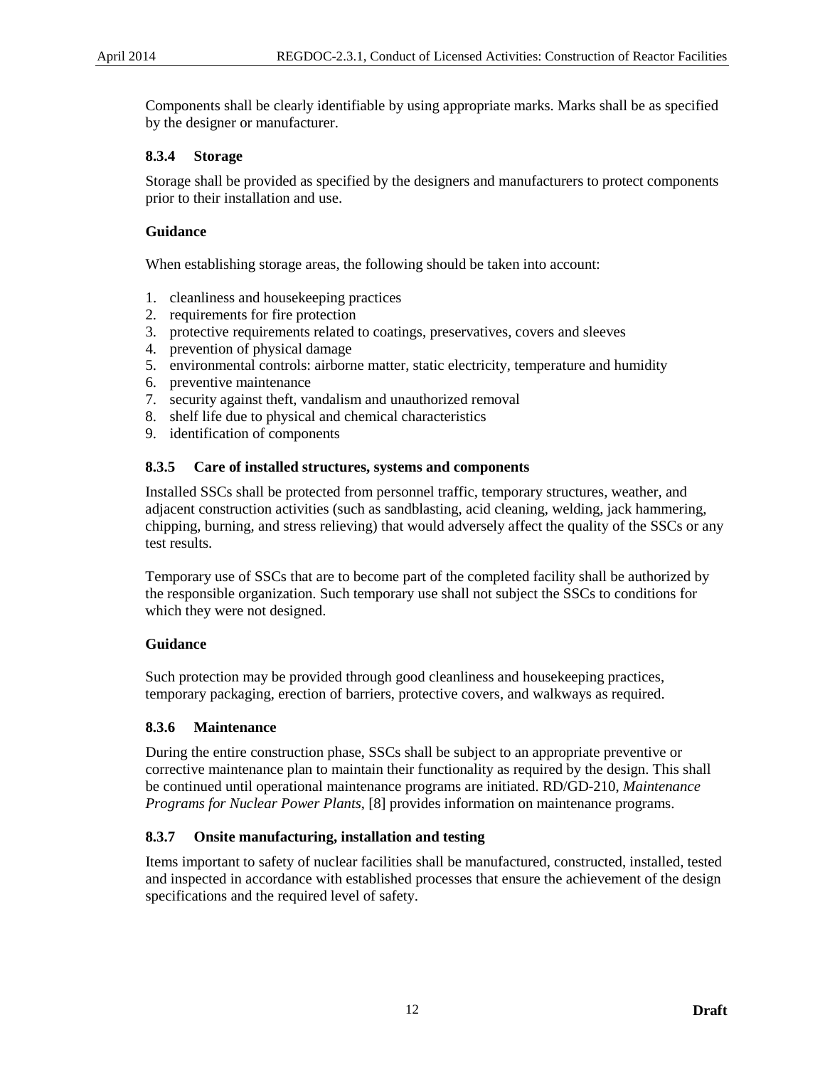Components shall be clearly identifiable by using appropriate marks. Marks shall be as specified by the designer or manufacturer.

### 8.3.4 Storage

Storage shall be provided as specified by the designers and manufacturers to protect components prior to their installation and use.

**Guidance**

When establishing storage areas, the following should be taken into account:

1. cleanliness and housekeeping practices
2. requirements for fire protection
3. protective requirements related to coatings, preservatives, covers and sleeves
4. prevention of physical damage
5. environmental controls: airborne matter, static electricity, temperature and humidity
6. preventive maintenance
7. security against theft, vandalism and unauthorized removal
8. shelf life due to physical and chemical characteristics
9. identification of components

### 8.3.5 Care of installed structures, systems and components

Installed SSCs shall be protected from personnel traffic, temporary structures, weather, and adjacent construction activities (such as sandblasting, acid cleaning, welding, jack hammering, chipping, burning, and stress relieving) that would adversely affect the quality of the SSCs or any test results.

Temporary use of SSCs that are to become part of the completed facility shall be authorized by the responsible organization. Such temporary use shall not subject the SSCs to conditions for which they were not designed.

**Guidance**

Such protection may be provided through good cleanliness and housekeeping practices, temporary packaging, erection of barriers, protective covers, and walkways as required.

### 8.3.6 Maintenance

During the entire construction phase, SSCs shall be subject to an appropriate preventive or corrective maintenance plan to maintain their functionality as required by the design. This shall be continued until operational maintenance programs are initiated. RD/GD-210, *Maintenance Programs for Nuclear Power Plants*, [8] provides information on maintenance programs.

### 8.3.7 Onsite manufacturing, installation and testing

Items important to safety of nuclear facilities shall be manufactured, constructed, installed, tested and inspected in accordance with established processes that ensure the achievement of the design specifications and the required level of safety.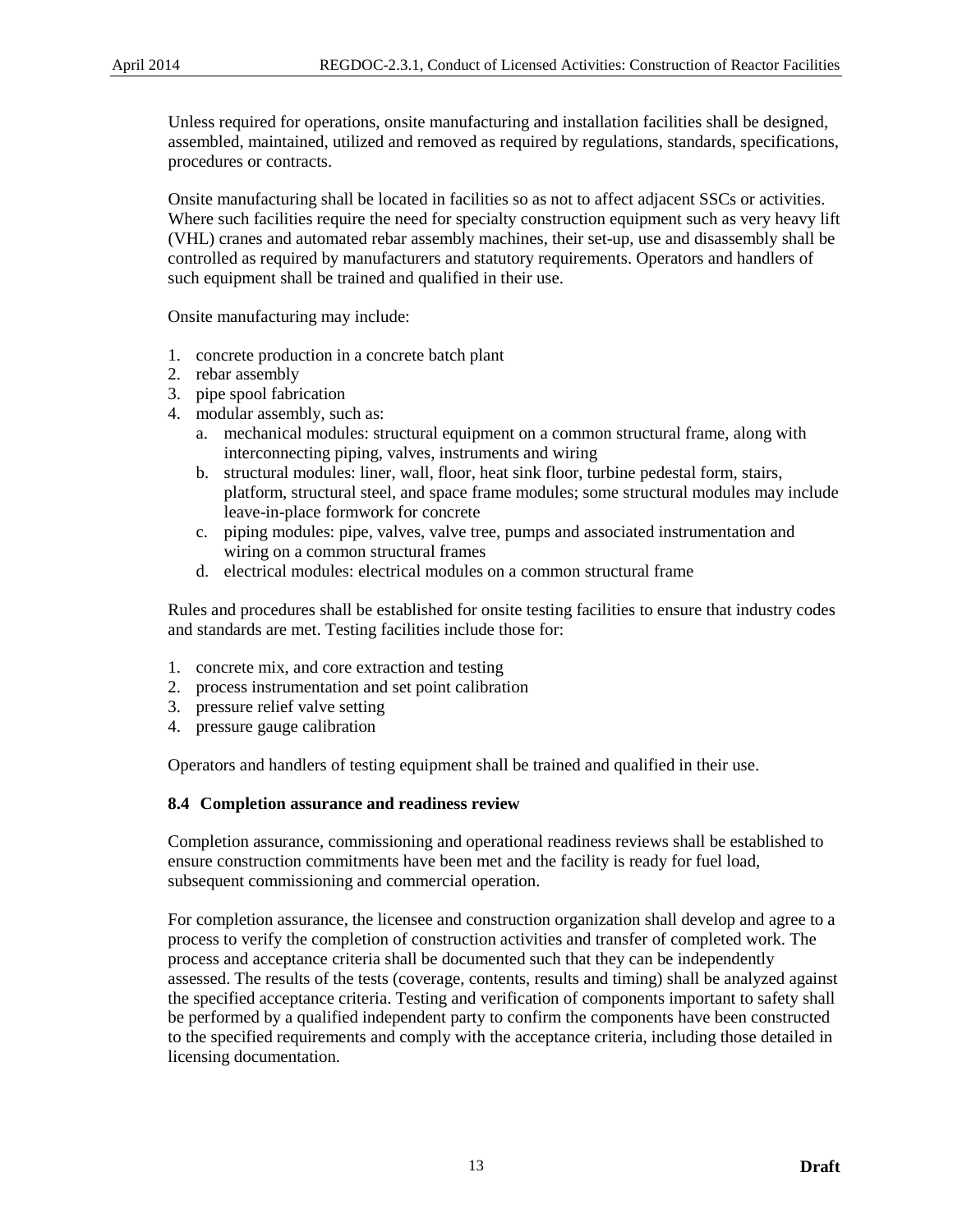Unless required for operations, onsite manufacturing and installation facilities shall be designed, assembled, maintained, utilized and removed as required by regulations, standards, specifications, procedures or contracts.

Onsite manufacturing shall be located in facilities so as not to affect adjacent SSCs or activities. Where such facilities require the need for specialty construction equipment such as very heavy lift (VHL) cranes and automated rebar assembly machines, their set-up, use and disassembly shall be controlled as required by manufacturers and statutory requirements. Operators and handlers of such equipment shall be trained and qualified in their use.

Onsite manufacturing may include:

1. concrete production in a concrete batch plant
2. rebar assembly
3. pipe spool fabrication
4. modular assembly, such as:
   a. mechanical modules: structural equipment on a common structural frame, along with interconnecting piping, valves, instruments and wiring
   b. structural modules: liner, wall, floor, heat sink floor, turbine pedestal form, stairs, platform, structural steel, and space frame modules; some structural modules may include leave-in-place formwork for concrete
   c. piping modules: pipe, valves, valve tree, pumps and associated instrumentation and wiring on a common structural frames
   d. electrical modules: electrical modules on a common structural frame

Rules and procedures shall be established for onsite testing facilities to ensure that industry codes and standards are met. Testing facilities include those for:

1. concrete mix, and core extraction and testing
2. process instrumentation and set point calibration
3. pressure relief valve setting
4. pressure gauge calibration

Operators and handlers of testing equipment shall be trained and qualified in their use.

### 8.4 Completion assurance and readiness review

Completion assurance, commissioning and operational readiness reviews shall be established to ensure construction commitments have been met and the facility is ready for fuel load, subsequent commissioning and commercial operation.

For completion assurance, the licensee and construction organization shall develop and agree to a process to verify the completion of construction activities and transfer of completed work. The process and acceptance criteria shall be documented such that they can be independently assessed. The results of the tests (coverage, contents, results and timing) shall be analyzed against the specified acceptance criteria. Testing and verification of components important to safety shall be performed by a qualified independent party to confirm the components have been constructed to the specified requirements and comply with the acceptance criteria, including those detailed in licensing documentation.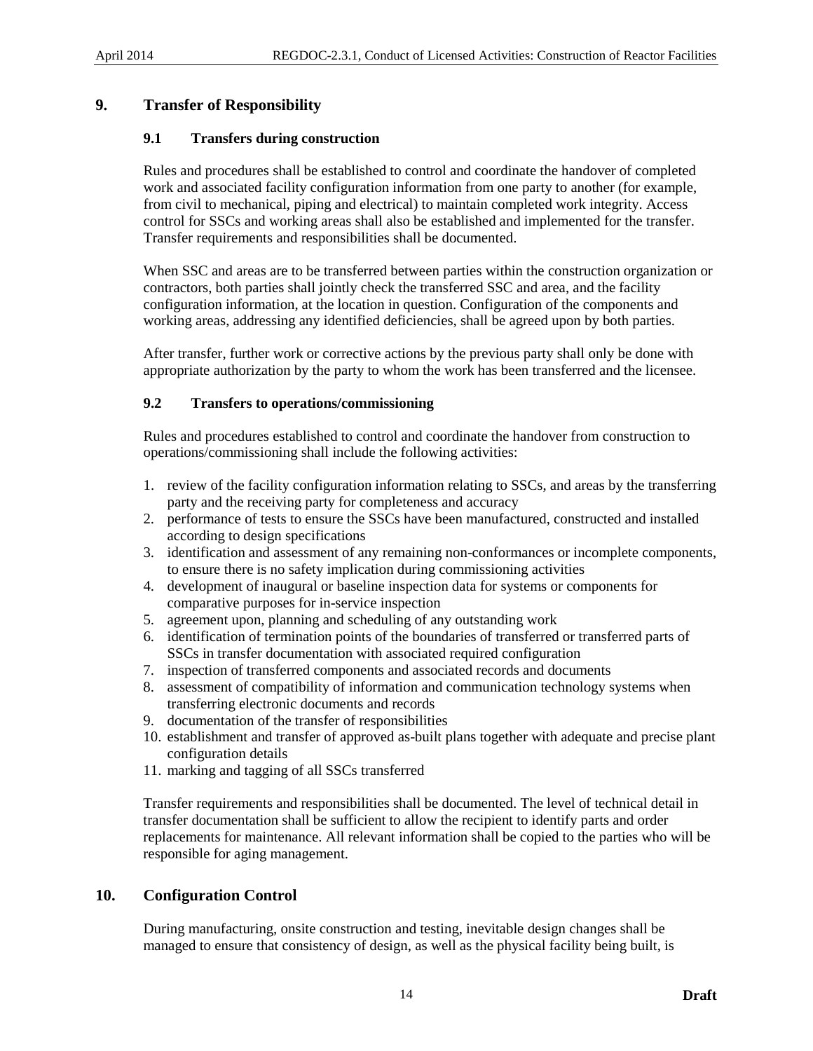## 9. Transfer of Responsibility

### 9.1 Transfers during construction

Rules and procedures shall be established to control and coordinate the handover of completed work and associated facility configuration information from one party to another (for example, from civil to mechanical, piping and electrical) to maintain completed work integrity. Access control for SSCs and working areas shall also be established and implemented for the transfer. Transfer requirements and responsibilities shall be documented.

When SSC and areas are to be transferred between parties within the construction organization or contractors, both parties shall jointly check the transferred SSC and area, and the facility configuration information, at the location in question. Configuration of the components and working areas, addressing any identified deficiencies, shall be agreed upon by both parties.

After transfer, further work or corrective actions by the previous party shall only be done with appropriate authorization by the party to whom the work has been transferred and the licensee.

### 9.2 Transfers to operations/commissioning

Rules and procedures established to control and coordinate the handover from construction to operations/commissioning shall include the following activities:

1. review of the facility configuration information relating to SSCs, and areas by the transferring party and the receiving party for completeness and accuracy
2. performance of tests to ensure the SSCs have been manufactured, constructed and installed according to design specifications
3. identification and assessment of any remaining non-conformances or incomplete components, to ensure there is no safety implication during commissioning activities
4. development of inaugural or baseline inspection data for systems or components for comparative purposes for in-service inspection
5. agreement upon, planning and scheduling of any outstanding work
6. identification of termination points of the boundaries of transferred or transferred parts of SSCs in transfer documentation with associated required configuration
7. inspection of transferred components and associated records and documents
8. assessment of compatibility of information and communication technology systems when transferring electronic documents and records
9. documentation of the transfer of responsibilities
10. establishment and transfer of approved as-built plans together with adequate and precise plant configuration details
11. marking and tagging of all SSCs transferred

Transfer requirements and responsibilities shall be documented. The level of technical detail in transfer documentation shall be sufficient to allow the recipient to identify parts and order replacements for maintenance. All relevant information shall be copied to the parties who will be responsible for aging management.

## 10. Configuration Control

During manufacturing, onsite construction and testing, inevitable design changes shall be managed to ensure that consistency of design, as well as the physical facility being built, is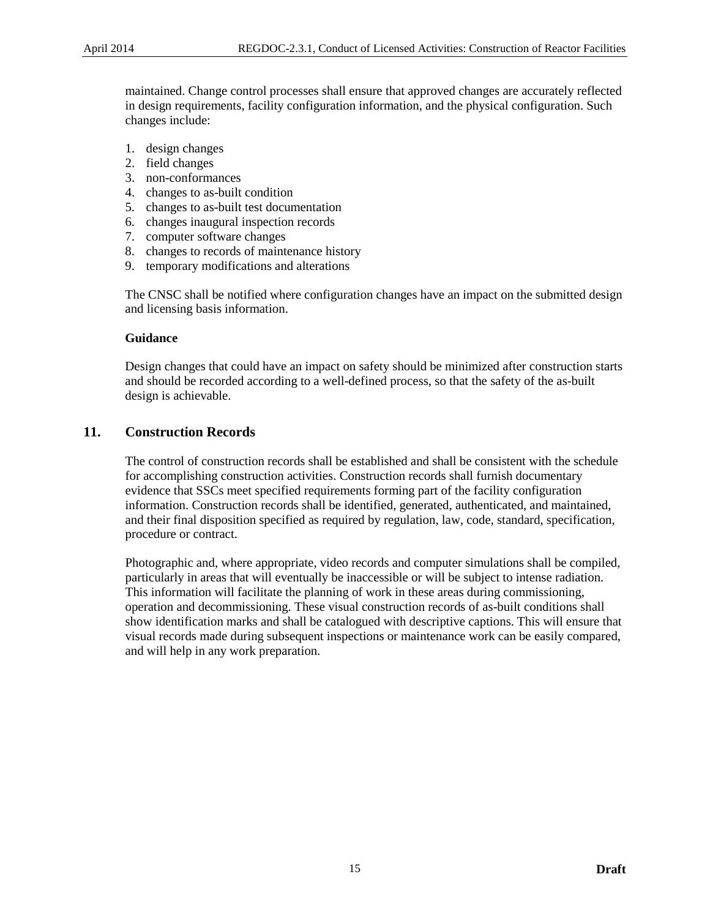maintained. Change control processes shall ensure that approved changes are accurately reflected in design requirements, facility configuration information, and the physical configuration. Such changes include:

1. design changes
2. field changes
3. non-conformances
4. changes to as-built condition
5. changes to as-built test documentation
6. changes inaugural inspection records
7. computer software changes
8. changes to records of maintenance history
9. temporary modifications and alterations

The CNSC shall be notified where configuration changes have an impact on the submitted design and licensing basis information.

**Guidance**

Design changes that could have an impact on safety should be minimized after construction starts and should be recorded according to a well-defined process, so that the safety of the as-built design is achievable.

## 11. Construction Records

The control of construction records shall be established and shall be consistent with the schedule for accomplishing construction activities. Construction records shall furnish documentary evidence that SSCs meet specified requirements forming part of the facility configuration information. Construction records shall be identified, generated, authenticated, and maintained, and their final disposition specified as required by regulation, law, code, standard, specification, procedure or contract.

Photographic and, where appropriate, video records and computer simulations shall be compiled, particularly in areas that will eventually be inaccessible or will be subject to intense radiation. This information will facilitate the planning of work in these areas during commissioning, operation and decommissioning. These visual construction records of as-built conditions shall show identification marks and shall be catalogued with descriptive captions. This will ensure that visual records made during subsequent inspections or maintenance work can be easily compared, and will help in any work preparation.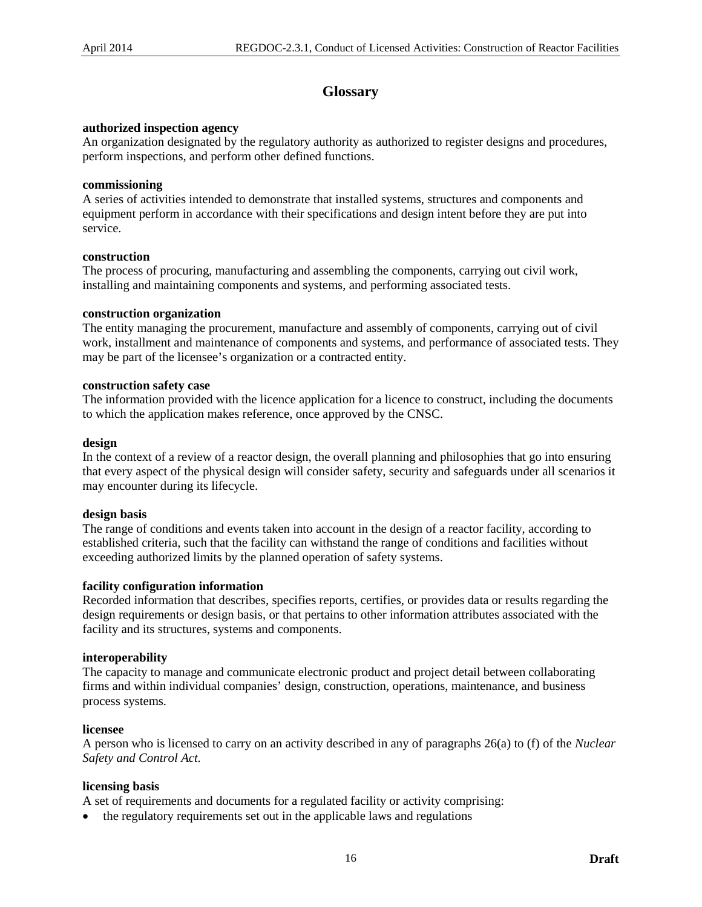# Glossary

**authorized inspection agency**
An organization designated by the regulatory authority as authorized to register designs and procedures, perform inspections, and perform other defined functions.

**commissioning**
A series of activities intended to demonstrate that installed systems, structures and components and equipment perform in accordance with their specifications and design intent before they are put into service.

**construction**
The process of procuring, manufacturing and assembling the components, carrying out civil work, installing and maintaining components and systems, and performing associated tests.

**construction organization**
The entity managing the procurement, manufacture and assembly of components, carrying out of civil work, installment and maintenance of components and systems, and performance of associated tests. They may be part of the licensee's organization or a contracted entity.

**construction safety case**
The information provided with the licence application for a licence to construct, including the documents to which the application makes reference, once approved by the CNSC.

**design**
In the context of a review of a reactor design, the overall planning and philosophies that go into ensuring that every aspect of the physical design will consider safety, security and safeguards under all scenarios it may encounter during its lifecycle.

**design basis**
The range of conditions and events taken into account in the design of a reactor facility, according to established criteria, such that the facility can withstand the range of conditions and facilities without exceeding authorized limits by the planned operation of safety systems.

**facility configuration information**
Recorded information that describes, specifies reports, certifies, or provides data or results regarding the design requirements or design basis, or that pertains to other information attributes associated with the facility and its structures, systems and components.

**interoperability**
The capacity to manage and communicate electronic product and project detail between collaborating firms and within individual companies' design, construction, operations, maintenance, and business process systems.

**licensee**
A person who is licensed to carry on an activity described in any of paragraphs 26(a) to (f) of the *Nuclear Safety and Control Act.*

**licensing basis**
A set of requirements and documents for a regulated facility or activity comprising:

- the regulatory requirements set out in the applicable laws and regulations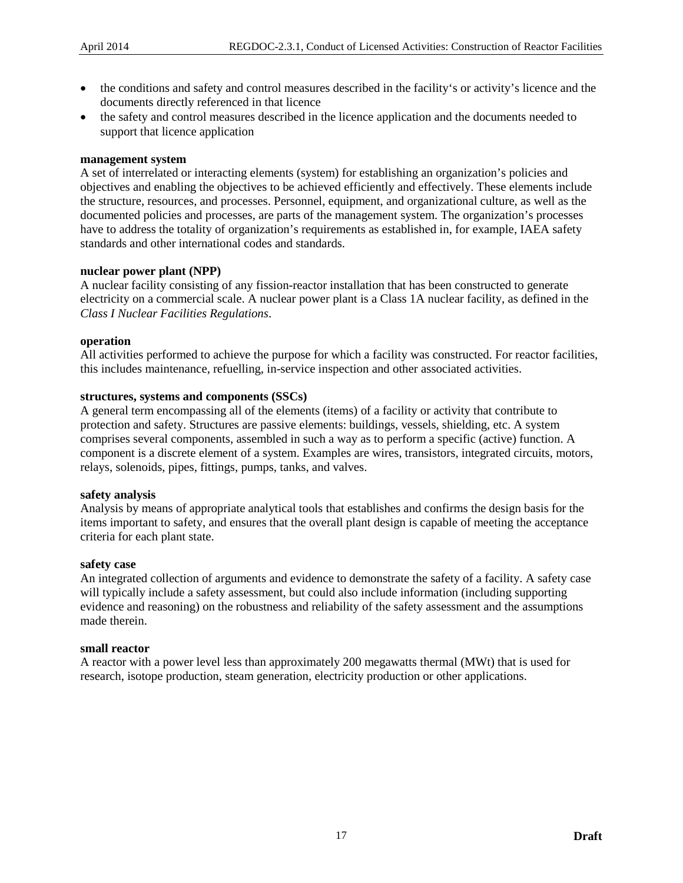- the conditions and safety and control measures described in the facility's or activity's licence and the documents directly referenced in that licence
- the safety and control measures described in the licence application and the documents needed to support that licence application

**management system**
A set of interrelated or interacting elements (system) for establishing an organization's policies and objectives and enabling the objectives to be achieved efficiently and effectively. These elements include the structure, resources, and processes. Personnel, equipment, and organizational culture, as well as the documented policies and processes, are parts of the management system. The organization's processes have to address the totality of organization's requirements as established in, for example, IAEA safety standards and other international codes and standards.

**nuclear power plant (NPP)**
A nuclear facility consisting of any fission-reactor installation that has been constructed to generate electricity on a commercial scale. A nuclear power plant is a Class 1A nuclear facility, as defined in the *Class I Nuclear Facilities Regulations*.

**operation**
All activities performed to achieve the purpose for which a facility was constructed. For reactor facilities, this includes maintenance, refuelling, in-service inspection and other associated activities.

**structures, systems and components (SSCs)**
A general term encompassing all of the elements (items) of a facility or activity that contribute to protection and safety. Structures are passive elements: buildings, vessels, shielding, etc. A system comprises several components, assembled in such a way as to perform a specific (active) function. A component is a discrete element of a system. Examples are wires, transistors, integrated circuits, motors, relays, solenoids, pipes, fittings, pumps, tanks, and valves.

**safety analysis**
Analysis by means of appropriate analytical tools that establishes and confirms the design basis for the items important to safety, and ensures that the overall plant design is capable of meeting the acceptance criteria for each plant state.

**safety case**
An integrated collection of arguments and evidence to demonstrate the safety of a facility. A safety case will typically include a safety assessment, but could also include information (including supporting evidence and reasoning) on the robustness and reliability of the safety assessment and the assumptions made therein.

**small reactor**
A reactor with a power level less than approximately 200 megawatts thermal (MWt) that is used for research, isotope production, steam generation, electricity production or other applications.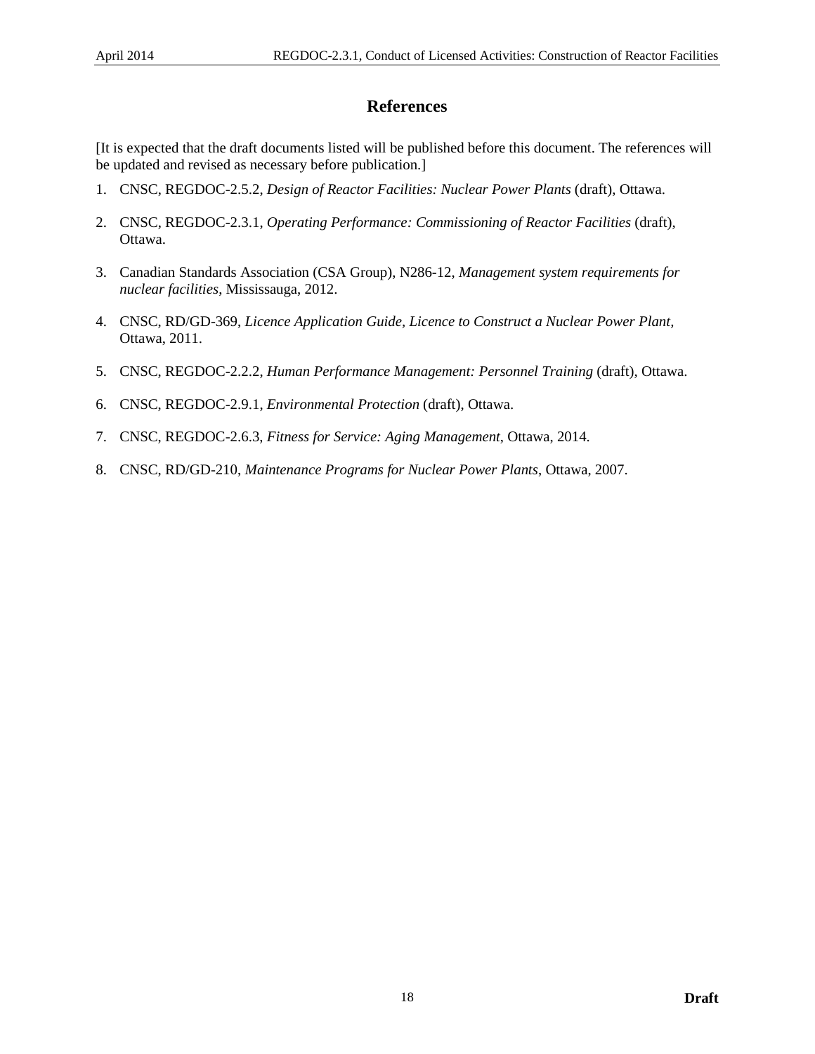# References

[It is expected that the draft documents listed will be published before this document. The references will be updated and revised as necessary before publication.]

1. CNSC, REGDOC-2.5.2, *Design of Reactor Facilities: Nuclear Power Plants* (draft), Ottawa.
2. CNSC, REGDOC-2.3.1, *Operating Performance: Commissioning of Reactor Facilities* (draft), Ottawa.
3. Canadian Standards Association (CSA Group), N286-12, *Management system requirements for nuclear facilities*, Mississauga, 2012.
4. CNSC, RD/GD-369, *Licence Application Guide, Licence to Construct a Nuclear Power Plant*, Ottawa, 2011.
5. CNSC, REGDOC-2.2.2, *Human Performance Management: Personnel Training* (draft), Ottawa.
6. CNSC, REGDOC-2.9.1, *Environmental Protection* (draft), Ottawa.
7. CNSC, REGDOC-2.6.3, *Fitness for Service: Aging Management*, Ottawa, 2014.
8. CNSC, RD/GD-210, *Maintenance Programs for Nuclear Power Plants*, Ottawa, 2007.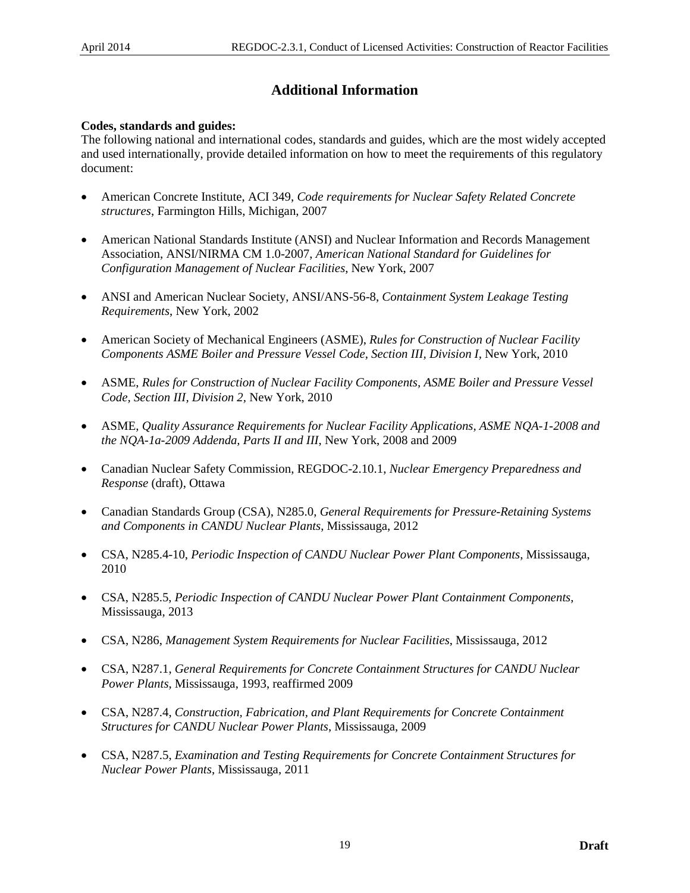## Additional Information

**Codes, standards and guides:**
The following national and international codes, standards and guides, which are the most widely accepted and used internationally, provide detailed information on how to meet the requirements of this regulatory document:

- American Concrete Institute, ACI 349, *Code requirements for Nuclear Safety Related Concrete structures*, Farmington Hills, Michigan, 2007
- American National Standards Institute (ANSI) and Nuclear Information and Records Management Association, ANSI/NIRMA CM 1.0-2007, *American National Standard for Guidelines for Configuration Management of Nuclear Facilities*, New York, 2007
- ANSI and American Nuclear Society, ANSI/ANS-56-8, *Containment System Leakage Testing Requirements*, New York, 2002
- American Society of Mechanical Engineers (ASME), *Rules for Construction of Nuclear Facility Components ASME Boiler and Pressure Vessel Code, Section III, Division I*, New York, 2010
- ASME, *Rules for Construction of Nuclear Facility Components, ASME Boiler and Pressure Vessel Code, Section III, Division 2*, New York, 2010
- ASME, *Quality Assurance Requirements for Nuclear Facility Applications, ASME NQA-1-2008 and the NQA-1a-2009 Addenda, Parts II and III*, New York, 2008 and 2009
- Canadian Nuclear Safety Commission, REGDOC-2.10.1, *Nuclear Emergency Preparedness and Response* (draft), Ottawa
- Canadian Standards Group (CSA), N285.0, *General Requirements for Pressure-Retaining Systems and Components in CANDU Nuclear Plants*, Mississauga, 2012
- CSA, N285.4-10, *Periodic Inspection of CANDU Nuclear Power Plant Components*, Mississauga, 2010
- CSA, N285.5, *Periodic Inspection of CANDU Nuclear Power Plant Containment Components*, Mississauga, 2013
- CSA, N286, *Management System Requirements for Nuclear Facilities*, Mississauga, 2012
- CSA, N287.1, *General Requirements for Concrete Containment Structures for CANDU Nuclear Power Plants*, Mississauga, 1993, reaffirmed 2009
- CSA, N287.4, *Construction, Fabrication, and Plant Requirements for Concrete Containment Structures for CANDU Nuclear Power Plants*, Mississauga, 2009
- CSA, N287.5, *Examination and Testing Requirements for Concrete Containment Structures for Nuclear Power Plants*, Mississauga, 2011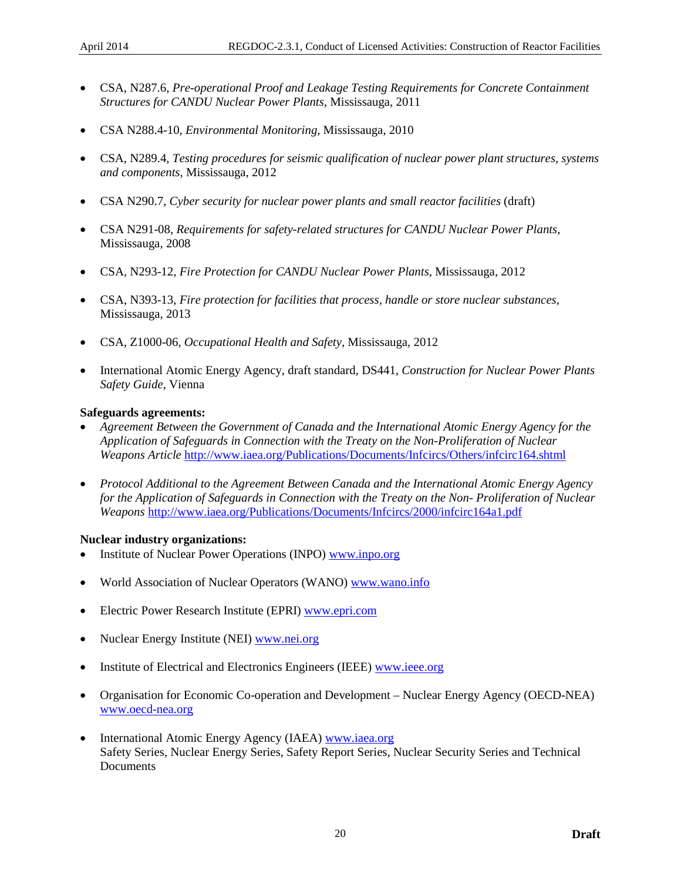- CSA, N287.6, *Pre-operational Proof and Leakage Testing Requirements for Concrete Containment Structures for CANDU Nuclear Power Plants*, Mississauga, 2011

- CSA N288.4-10, *Environmental Monitoring*, Mississauga, 2010

- CSA, N289.4, *Testing procedures for seismic qualification of nuclear power plant structures, systems and components*, Mississauga, 2012

- CSA N290.7, *Cyber security for nuclear power plants and small reactor facilities* (draft)

- CSA N291-08, *Requirements for safety-related structures for CANDU Nuclear Power Plants*, Mississauga, 2008

- CSA, N293-12, *Fire Protection for CANDU Nuclear Power Plants*, Mississauga, 2012

- CSA, N393-13, *Fire protection for facilities that process, handle or store nuclear substances*, Mississauga, 2013

- CSA, Z1000-06, *Occupational Health and Safety*, Mississauga, 2012

- International Atomic Energy Agency, draft standard, DS441, *Construction for Nuclear Power Plants Safety Guide*, Vienna

**Safeguards agreements:**

- *Agreement Between the Government of Canada and the International Atomic Energy Agency for the Application of Safeguards in Connection with the Treaty on the Non-Proliferation of Nuclear Weapons Article* http://www.iaea.org/Publications/Documents/Infcircs/Others/infcirc164.shtml

- *Protocol Additional to the Agreement Between Canada and the International Atomic Energy Agency for the Application of Safeguards in Connection with the Treaty on the Non- Proliferation of Nuclear Weapons* http://www.iaea.org/Publications/Documents/Infcircs/2000/infcirc164a1.pdf

**Nuclear industry organizations:**

- Institute of Nuclear Power Operations (INPO) www.inpo.org

- World Association of Nuclear Operators (WANO) www.wano.info

- Electric Power Research Institute (EPRI) www.epri.com

- Nuclear Energy Institute (NEI) www.nei.org

- Institute of Electrical and Electronics Engineers (IEEE) www.ieee.org

- Organisation for Economic Co-operation and Development – Nuclear Energy Agency (OECD-NEA) www.oecd-nea.org

- International Atomic Energy Agency (IAEA) www.iaea.org
  Safety Series, Nuclear Energy Series, Safety Report Series, Nuclear Security Series and Technical Documents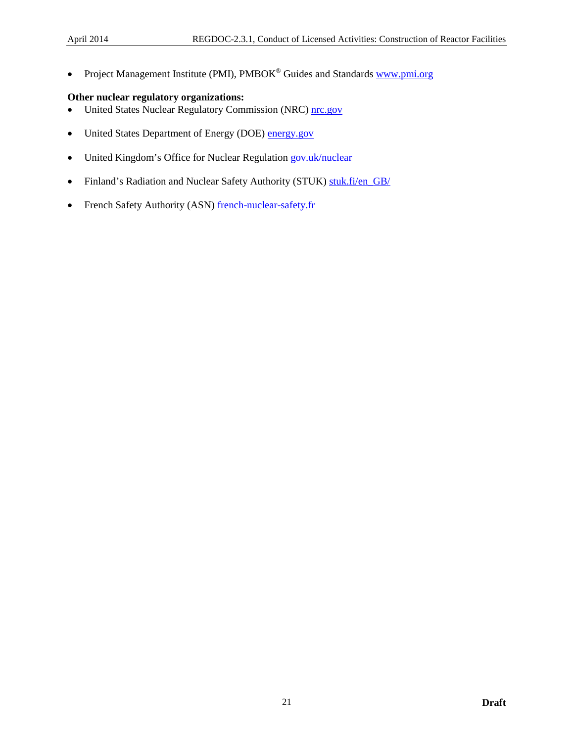- Project Management Institute (PMI), PMBOK® Guides and Standards [www.pmi.org](www.pmi.org)

**Other nuclear regulatory organizations:**

- United States Nuclear Regulatory Commission (NRC) [nrc.gov](nrc.gov)
- United States Department of Energy (DOE) [energy.gov](energy.gov)
- United Kingdom's Office for Nuclear Regulation [gov.uk/nuclear](gov.uk/nuclear)
- Finland's Radiation and Nuclear Safety Authority (STUK) [stuk.fi/en_GB/](stuk.fi/en_GB/)
- French Safety Authority (ASN) [french-nuclear-safety.fr](french-nuclear-safety.fr)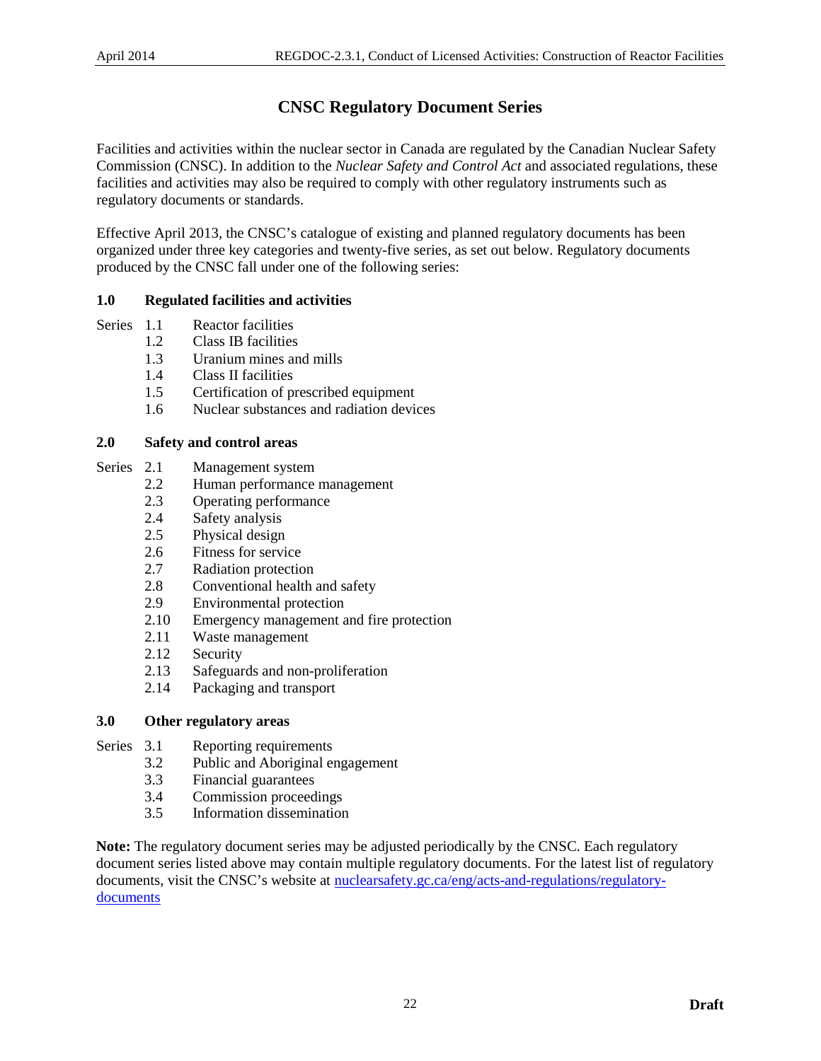# CNSC Regulatory Document Series

Facilities and activities within the nuclear sector in Canada are regulated by the Canadian Nuclear Safety Commission (CNSC). In addition to the *Nuclear Safety and Control Act* and associated regulations, these facilities and activities may also be required to comply with other regulatory instruments such as regulatory documents or standards.

Effective April 2013, the CNSC's catalogue of existing and planned regulatory documents has been organized under three key categories and twenty-five series, as set out below. Regulatory documents produced by the CNSC fall under one of the following series:

**1.0 Regulated facilities and activities**

Series
- 1.1 Reactor facilities
- 1.2 Class IB facilities
- 1.3 Uranium mines and mills
- 1.4 Class II facilities
- 1.5 Certification of prescribed equipment
- 1.6 Nuclear substances and radiation devices

**2.0 Safety and control areas**

Series
- 2.1 Management system
- 2.2 Human performance management
- 2.3 Operating performance
- 2.4 Safety analysis
- 2.5 Physical design
- 2.6 Fitness for service
- 2.7 Radiation protection
- 2.8 Conventional health and safety
- 2.9 Environmental protection
- 2.10 Emergency management and fire protection
- 2.11 Waste management
- 2.12 Security
- 2.13 Safeguards and non-proliferation
- 2.14 Packaging and transport

**3.0 Other regulatory areas**

Series
- 3.1 Reporting requirements
- 3.2 Public and Aboriginal engagement
- 3.3 Financial guarantees
- 3.4 Commission proceedings
- 3.5 Information dissemination

**Note:** The regulatory document series may be adjusted periodically by the CNSC. Each regulatory document series listed above may contain multiple regulatory documents. For the latest list of regulatory documents, visit the CNSC's website at nuclearsafety.gc.ca/eng/acts-and-regulations/regulatory-documents